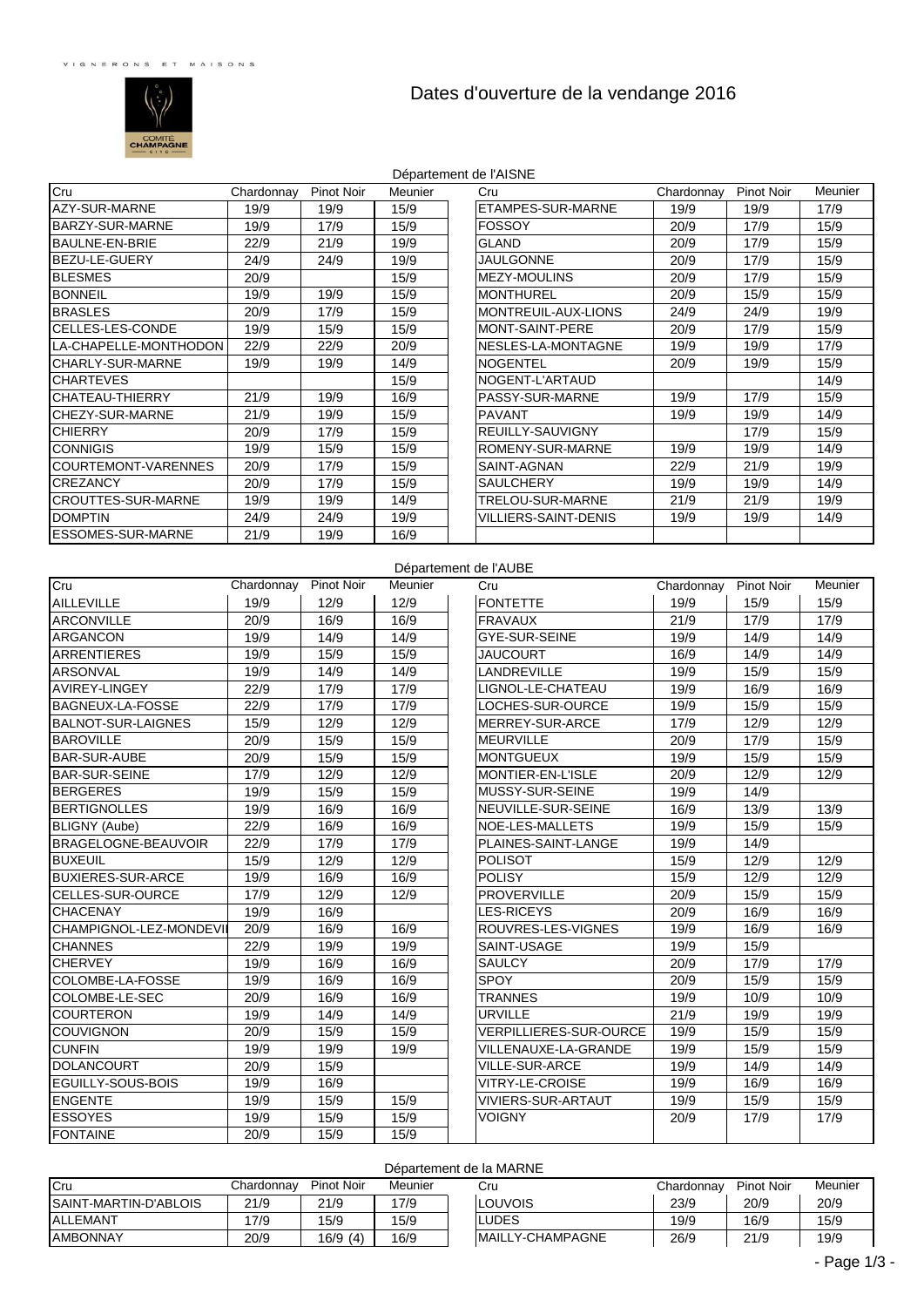VIGNERONS ET MAISONS

COMITÉ CHAMPAGNE

# Dates d'ouverture de la vendange 2016

## Département de l'AISNE

| Cru | Chardonnay | Pinot Noir | Meunier | Cru | Chardonnay | Pinot Noir | Meunier |
|---|---|---|---|---|---|---|---|
| AZY-SUR-MARNE | 19/9 | 19/9 | 15/9 | ETAMPES-SUR-MARNE | 19/9 | 19/9 | 17/9 |
| BARZY-SUR-MARNE | 19/9 | 17/9 | 15/9 | FOSSOY | 20/9 | 17/9 | 15/9 |
| BAULNE-EN-BRIE | 22/9 | 21/9 | 19/9 | GLAND | 20/9 | 17/9 | 15/9 |
| BEZU-LE-GUERY | 24/9 | 24/9 | 19/9 | JAULGONNE | 20/9 | 17/9 | 15/9 |
| BLESMES | 20/9 | | 15/9 | MEZY-MOULINS | 20/9 | 17/9 | 15/9 |
| BONNEIL | 19/9 | 19/9 | 15/9 | MONTHUREL | 20/9 | 15/9 | 15/9 |
| BRASLES | 20/9 | 17/9 | 15/9 | MONTREUIL-AUX-LIONS | 24/9 | 24/9 | 19/9 |
| CELLES-LES-CONDE | 19/9 | 15/9 | 15/9 | MONT-SAINT-PERE | 20/9 | 17/9 | 15/9 |
| LA-CHAPELLE-MONTHODON | 22/9 | 22/9 | 20/9 | NESLES-LA-MONTAGNE | 19/9 | 19/9 | 17/9 |
| CHARLY-SUR-MARNE | 19/9 | 19/9 | 14/9 | NOGENTEL | 20/9 | 19/9 | 15/9 |
| CHARTEVES | | | 15/9 | NOGENT-L'ARTAUD | | | 14/9 |
| CHATEAU-THIERRY | 21/9 | 19/9 | 16/9 | PASSY-SUR-MARNE | 19/9 | 17/9 | 15/9 |
| CHEZY-SUR-MARNE | 21/9 | 19/9 | 15/9 | PAVANT | 19/9 | 19/9 | 14/9 |
| CHIERRY | 20/9 | 17/9 | 15/9 | REUILLY-SAUVIGNY | | 17/9 | 15/9 |
| CONNIGIS | 19/9 | 15/9 | 15/9 | ROMENY-SUR-MARNE | 19/9 | 19/9 | 14/9 |
| COURTEMONT-VARENNES | 20/9 | 17/9 | 15/9 | SAINT-AGNAN | 22/9 | 21/9 | 19/9 |
| CREZANCY | 20/9 | 17/9 | 15/9 | SAULCHERY | 19/9 | 19/9 | 14/9 |
| CROUTTES-SUR-MARNE | 19/9 | 19/9 | 14/9 | TRELOU-SUR-MARNE | 21/9 | 21/9 | 19/9 |
| DOMPTIN | 24/9 | 24/9 | 19/9 | VILLIERS-SAINT-DENIS | 19/9 | 19/9 | 14/9 |
| ESSOMES-SUR-MARNE | 21/9 | 19/9 | 16/9 | | | | |

## Département de l'AUBE

| Cru | Chardonnay | Pinot Noir | Meunier | Cru | Chardonnay | Pinot Noir | Meunier |
|---|---|---|---|---|---|---|---|
| AILLEVILLE | 19/9 | 12/9 | 12/9 | FONTETTE | 19/9 | 15/9 | 15/9 |
| ARCONVILLE | 20/9 | 16/9 | 16/9 | FRAVAUX | 21/9 | 17/9 | 17/9 |
| ARGANCON | 19/9 | 14/9 | 14/9 | GYE-SUR-SEINE | 19/9 | 14/9 | 14/9 |
| ARRENTIERES | 19/9 | 15/9 | 15/9 | JAUCOURT | 16/9 | 14/9 | 14/9 |
| ARSONVAL | 19/9 | 14/9 | 14/9 | LANDREVILLE | 19/9 | 15/9 | 15/9 |
| AVIREY-LINGEY | 22/9 | 17/9 | 17/9 | LIGNOL-LE-CHATEAU | 19/9 | 16/9 | 16/9 |
| BAGNEUX-LA-FOSSE | 22/9 | 17/9 | 17/9 | LOCHES-SUR-OURCE | 19/9 | 15/9 | 15/9 |
| BALNOT-SUR-LAIGNES | 15/9 | 12/9 | 12/9 | MERREY-SUR-ARCE | 17/9 | 12/9 | 12/9 |
| BAROVILLE | 20/9 | 15/9 | 15/9 | MEURVILLE | 20/9 | 17/9 | 15/9 |
| BAR-SUR-AUBE | 20/9 | 15/9 | 15/9 | MONTGUEUX | 19/9 | 15/9 | 15/9 |
| BAR-SUR-SEINE | 17/9 | 12/9 | 12/9 | MONTIER-EN-L'ISLE | 20/9 | 12/9 | 12/9 |
| BERGERES | 19/9 | 15/9 | 15/9 | MUSSY-SUR-SEINE | 19/9 | 14/9 | |
| BERTIGNOLLES | 19/9 | 16/9 | 16/9 | NEUVILLE-SUR-SEINE | 16/9 | 13/9 | 13/9 |
| BLIGNY (Aube) | 22/9 | 16/9 | 16/9 | NOE-LES-MALLETS | 19/9 | 15/9 | 15/9 |
| BRAGELOGNE-BEAUVOIR | 22/9 | 17/9 | 17/9 | PLAINES-SAINT-LANGE | 19/9 | 14/9 | |
| BUXEUIL | 15/9 | 12/9 | 12/9 | POLISOT | 15/9 | 12/9 | 12/9 |
| BUXIERES-SUR-ARCE | 19/9 | 16/9 | 16/9 | POLISY | 15/9 | 12/9 | 12/9 |
| CELLES-SUR-OURCE | 17/9 | 12/9 | 12/9 | PROVERVILLE | 20/9 | 15/9 | 15/9 |
| CHACENAY | 19/9 | 16/9 | | LES-RICEYS | 20/9 | 16/9 | 16/9 |
| CHAMPIGNOL-LEZ-MONDEVI | 20/9 | 16/9 | 16/9 | ROUVRES-LES-VIGNES | 19/9 | 16/9 | 16/9 |
| CHANNES | 22/9 | 19/9 | 19/9 | SAINT-USAGE | 19/9 | 15/9 | |
| CHERVEY | 19/9 | 16/9 | 16/9 | SAULCY | 20/9 | 17/9 | 17/9 |
| COLOMBE-LA-FOSSE | 19/9 | 16/9 | 16/9 | SPOY | 20/9 | 15/9 | 15/9 |
| COLOMBE-LE-SEC | 20/9 | 16/9 | 16/9 | TRANNES | 19/9 | 10/9 | 10/9 |
| COURTERON | 19/9 | 14/9 | 14/9 | URVILLE | 21/9 | 19/9 | 19/9 |
| COUVIGNON | 20/9 | 15/9 | 15/9 | VERPILLIERES-SUR-OURCE | 19/9 | 15/9 | 15/9 |
| CUNFIN | 19/9 | 19/9 | 19/9 | VILLENAUXE-LA-GRANDE | 19/9 | 15/9 | 15/9 |
| DOLANCOURT | 20/9 | 15/9 | | VILLE-SUR-ARCE | 19/9 | 14/9 | 14/9 |
| EGUILLY-SOUS-BOIS | 19/9 | 16/9 | | VITRY-LE-CROISE | 19/9 | 16/9 | 16/9 |
| ENGENTE | 19/9 | 15/9 | 15/9 | VIVIERS-SUR-ARTAUT | 19/9 | 15/9 | 15/9 |
| ESSOYES | 19/9 | 15/9 | 15/9 | VOIGNY | 20/9 | 17/9 | 17/9 |
| FONTAINE | 20/9 | 15/9 | 15/9 | | | | |

## Département de la MARNE

| Cru | Chardonnay | Pinot Noir | Meunier | Cru | Chardonnay | Pinot Noir | Meunier |
|---|---|---|---|---|---|---|---|
| SAINT-MARTIN-D'ABLOIS | 21/9 | 21/9 | 17/9 | LOUVOIS | 23/9 | 20/9 | 20/9 |
| ALLEMANT | 17/9 | 15/9 | 15/9 | LUDES | 19/9 | 16/9 | 15/9 |
| AMBONNAY | 20/9 | 16/9 (4) | 16/9 | MAILLY-CHAMPAGNE | 26/9 | 21/9 | 19/9 |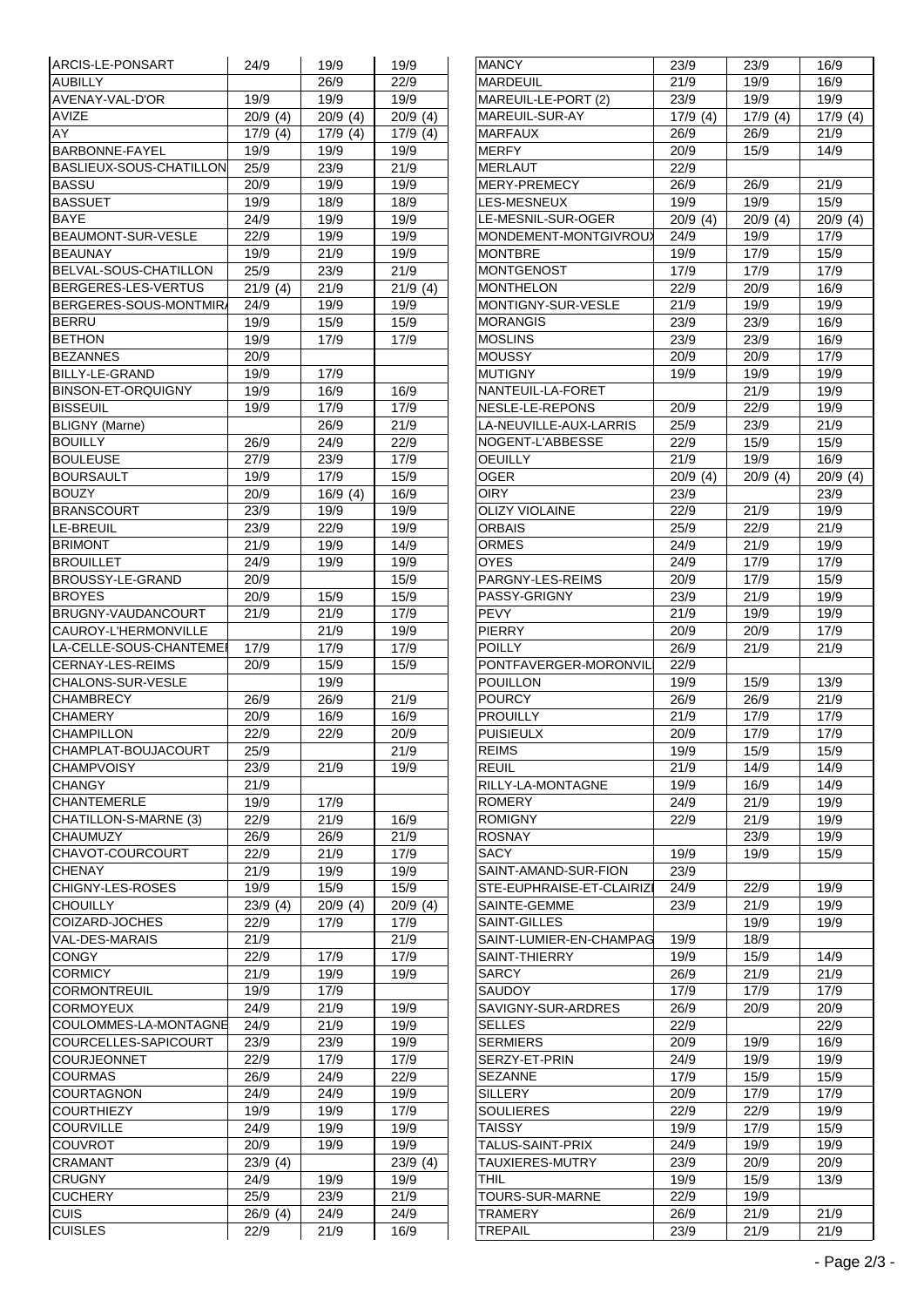| | | | |
|---|---|---|---|
| ARCIS-LE-PONSART | 24/9 | 19/9 | 19/9 |
| AUBILLY | | 26/9 | 22/9 |
| AVENAY-VAL-D'OR | 19/9 | 19/9 | 19/9 |
| AVIZE | 20/9 (4) | 20/9 (4) | 20/9 (4) |
| AY | 17/9 (4) | 17/9 (4) | 17/9 (4) |
| BARBONNE-FAYEL | 19/9 | 19/9 | 19/9 |
| BASLIEUX-SOUS-CHATILLON | 25/9 | 23/9 | 21/9 |
| BASSU | 20/9 | 19/9 | 19/9 |
| BASSUET | 19/9 | 18/9 | 18/9 |
| BAYE | 24/9 | 19/9 | 19/9 |
| BEAUMONT-SUR-VESLE | 22/9 | 19/9 | 19/9 |
| BEAUNAY | 19/9 | 21/9 | 19/9 |
| BELVAL-SOUS-CHATILLON | 25/9 | 23/9 | 21/9 |
| BERGERES-LES-VERTUS | 21/9 (4) | 21/9 | 21/9 (4) |
| BERGERES-SOUS-MONTMIRA | 24/9 | 19/9 | 19/9 |
| BERRU | 19/9 | 15/9 | 15/9 |
| BETHON | 19/9 | 17/9 | 17/9 |
| BEZANNES | 20/9 | | |
| BILLY-LE-GRAND | 19/9 | 17/9 | |
| BINSON-ET-ORQUIGNY | 19/9 | 16/9 | 16/9 |
| BISSEUIL | 19/9 | 17/9 | 17/9 |
| BLIGNY (Marne) | | 26/9 | 21/9 |
| BOUILLY | 26/9 | 24/9 | 22/9 |
| BOULEUSE | 27/9 | 23/9 | 17/9 |
| BOURSAULT | 19/9 | 17/9 | 15/9 |
| BOUZY | 20/9 | 16/9 (4) | 16/9 |
| BRANSCOURT | 23/9 | 19/9 | 19/9 |
| LE-BREUIL | 23/9 | 22/9 | 19/9 |
| BRIMONT | 21/9 | 19/9 | 14/9 |
| BROUILLET | 24/9 | 19/9 | 19/9 |
| BROUSSY-LE-GRAND | 20/9 | | 15/9 |
| BROYES | 20/9 | 15/9 | 15/9 |
| BRUGNY-VAUDANCOURT | 21/9 | 21/9 | 17/9 |
| CAUROY-L'HERMONVILLE | | 21/9 | 19/9 |
| LA-CELLE-SOUS-CHANTEMEI | 17/9 | 17/9 | 17/9 |
| CERNAY-LES-REIMS | 20/9 | 15/9 | 15/9 |
| CHALONS-SUR-VESLE | | 19/9 | |
| CHAMBRECY | 26/9 | 26/9 | 21/9 |
| CHAMERY | 20/9 | 16/9 | 16/9 |
| CHAMPILLON | 22/9 | 22/9 | 20/9 |
| CHAMPLAT-BOUJACOURT | 25/9 | | 21/9 |
| CHAMPVOISY | 23/9 | 21/9 | 19/9 |
| CHANGY | 21/9 | | |
| CHANTEMERLE | 19/9 | 17/9 | |
| CHATILLON-S-MARNE (3) | 22/9 | 21/9 | 16/9 |
| CHAUMUZY | 26/9 | 26/9 | 21/9 |
| CHAVOT-COURCOURT | 22/9 | 21/9 | 17/9 |
| CHENAY | 21/9 | 19/9 | 19/9 |
| CHIGNY-LES-ROSES | 19/9 | 15/9 | 15/9 |
| CHOUILLY | 23/9 (4) | 20/9 (4) | 20/9 (4) |
| COIZARD-JOCHES | 22/9 | 17/9 | 17/9 |
| VAL-DES-MARAIS | 21/9 | | 21/9 |
| CONGY | 22/9 | 17/9 | 17/9 |
| CORMICY | 21/9 | 19/9 | 19/9 |
| CORMONTREUIL | 19/9 | 17/9 | |
| CORMOYEUX | 24/9 | 21/9 | 19/9 |
| COULOMMES-LA-MONTAGNE | 24/9 | 21/9 | 19/9 |
| COURCELLES-SAPICOURT | 23/9 | 23/9 | 19/9 |
| COURJEONNET | 22/9 | 17/9 | 17/9 |
| COURMAS | 26/9 | 24/9 | 22/9 |
| COURTAGNON | 24/9 | 24/9 | 19/9 |
| COURTHIEZY | 19/9 | 19/9 | 17/9 |
| COURVILLE | 24/9 | 19/9 | 19/9 |
| COUVROT | 20/9 | 19/9 | 19/9 |
| CRAMANT | 23/9 (4) | | 23/9 (4) |
| CRUGNY | 24/9 | 19/9 | 19/9 |
| CUCHERY | 25/9 | 23/9 | 21/9 |
| CUIS | 26/9 (4) | 24/9 | 24/9 |
| CUISLES | 22/9 | 21/9 | 16/9 |
| MANCY | 23/9 | 23/9 | 16/9 |
| MARDEUIL | 21/9 | 19/9 | 16/9 |
| MAREUIL-LE-PORT (2) | 23/9 | 19/9 | 19/9 |
| MAREUIL-SUR-AY | 17/9 (4) | 17/9 (4) | 17/9 (4) |
| MARFAUX | 26/9 | 26/9 | 21/9 |
| MERFY | 20/9 | 15/9 | 14/9 |
| MERLAUT | 22/9 | | |
| MERY-PREMECY | 26/9 | 26/9 | 21/9 |
| LES-MESNEUX | 19/9 | 19/9 | 15/9 |
| LE-MESNIL-SUR-OGER | 20/9 (4) | 20/9 (4) | 20/9 (4) |
| MONDEMENT-MONTGIVROUX | 24/9 | 19/9 | 17/9 |
| MONTBRE | 19/9 | 17/9 | 15/9 |
| MONTGENOST | 17/9 | 17/9 | 17/9 |
| MONTHELON | 22/9 | 20/9 | 16/9 |
| MONTIGNY-SUR-VESLE | 21/9 | 19/9 | 19/9 |
| MORANGIS | 23/9 | 23/9 | 16/9 |
| MOSLINS | 23/9 | 23/9 | 16/9 |
| MOUSSY | 20/9 | 20/9 | 17/9 |
| MUTIGNY | 19/9 | 19/9 | 19/9 |
| NANTEUIL-LA-FORET | | 21/9 | 19/9 |
| NESLE-LE-REPONS | 20/9 | 22/9 | 19/9 |
| LA-NEUVILLE-AUX-LARRIS | 25/9 | 23/9 | 21/9 |
| NOGENT-L'ABBESSE | 22/9 | 15/9 | 15/9 |
| OEUILLY | 21/9 | 19/9 | 16/9 |
| OGER | 20/9 (4) | 20/9 (4) | 20/9 (4) |
| OIRY | 23/9 | | 23/9 |
| OLIZY VIOLAINE | 22/9 | 21/9 | 19/9 |
| ORBAIS | 25/9 | 22/9 | 21/9 |
| ORMES | 24/9 | 21/9 | 19/9 |
| OYES | 24/9 | 17/9 | 17/9 |
| PARGNY-LES-REIMS | 20/9 | 17/9 | 15/9 |
| PASSY-GRIGNY | 23/9 | 21/9 | 19/9 |
| PEVY | 21/9 | 19/9 | 19/9 |
| PIERRY | 20/9 | 20/9 | 17/9 |
| POILLY | 26/9 | 21/9 | 21/9 |
| PONTFAVERGER-MORONVIL | 22/9 | | |
| POUILLON | 19/9 | 15/9 | 13/9 |
| POURCY | 26/9 | 26/9 | 21/9 |
| PROUILLY | 21/9 | 17/9 | 17/9 |
| PUISIEULX | 20/9 | 17/9 | 17/9 |
| REIMS | 19/9 | 15/9 | 15/9 |
| REUIL | 21/9 | 14/9 | 14/9 |
| RILLY-LA-MONTAGNE | 19/9 | 16/9 | 14/9 |
| ROMERY | 24/9 | 21/9 | 19/9 |
| ROMIGNY | 22/9 | 21/9 | 19/9 |
| ROSNAY | | 23/9 | 19/9 |
| SACY | 19/9 | 19/9 | 15/9 |
| SAINT-AMAND-SUR-FION | 23/9 | | |
| STE-EUPHRAISE-ET-CLAIRIZI | 24/9 | 22/9 | 19/9 |
| SAINTE-GEMME | 23/9 | 21/9 | 19/9 |
| SAINT-GILLES | | 19/9 | 19/9 |
| SAINT-LUMIER-EN-CHAMPAG | 19/9 | 18/9 | |
| SAINT-THIERRY | 19/9 | 15/9 | 14/9 |
| SARCY | 26/9 | 21/9 | 21/9 |
| SAUDOY | 17/9 | 17/9 | 17/9 |
| SAVIGNY-SUR-ARDRES | 26/9 | 20/9 | 20/9 |
| SELLES | 22/9 | | 22/9 |
| SERMIERS | 20/9 | 19/9 | 16/9 |
| SERZY-ET-PRIN | 24/9 | 19/9 | 19/9 |
| SEZANNE | 17/9 | 15/9 | 15/9 |
| SILLERY | 20/9 | 17/9 | 17/9 |
| SOULIERES | 22/9 | 22/9 | 19/9 |
| TAISSY | 19/9 | 17/9 | 15/9 |
| TALUS-SAINT-PRIX | 24/9 | 19/9 | 19/9 |
| TAUXIERES-MUTRY | 23/9 | 20/9 | 20/9 |
| THIL | 19/9 | 15/9 | 13/9 |
| TOURS-SUR-MARNE | 22/9 | 19/9 | |
| TRAMERY | 26/9 | 21/9 | 21/9 |
| TREPAIL | 23/9 | 21/9 | 21/9 |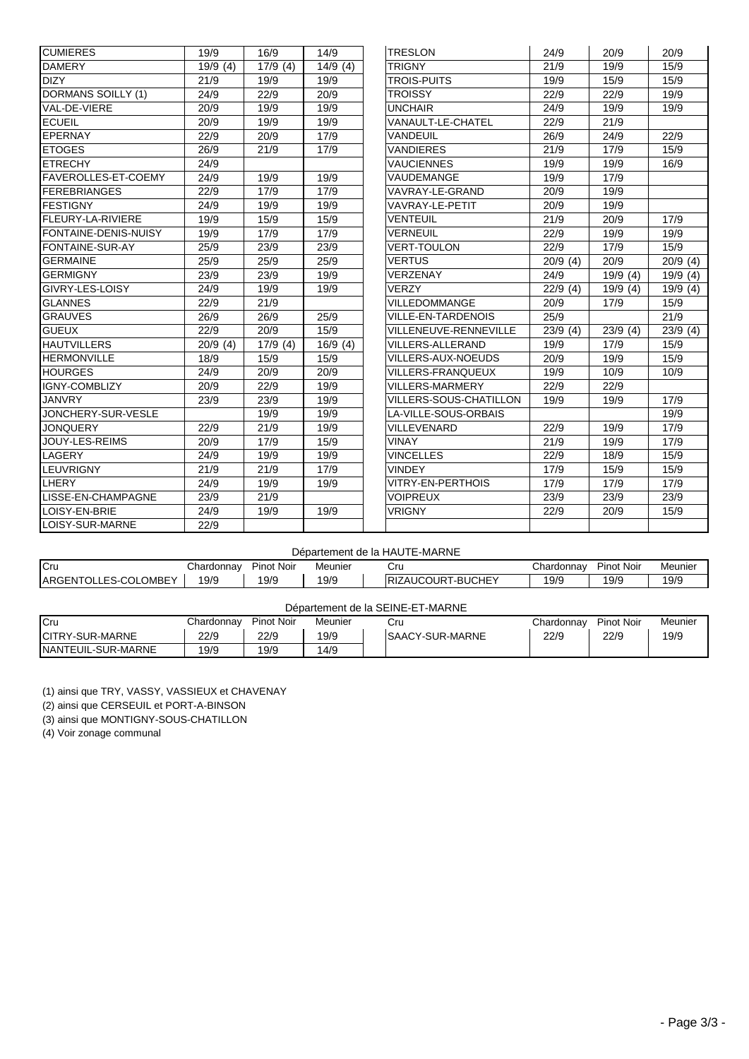| | | | | | | | |
|---|---|---|---|---|---|---|---|
| CUMIERES | 19/9 | 16/9 | 14/9 | TRESLON | 24/9 | 20/9 | 20/9 |
| DAMERY | 19/9 (4) | 17/9 (4) | 14/9 (4) | TRIGNY | 21/9 | 19/9 | 15/9 |
| DIZY | 21/9 | 19/9 | 19/9 | TROIS-PUITS | 19/9 | 15/9 | 15/9 |
| DORMANS SOILLY (1) | 24/9 | 22/9 | 20/9 | TROISSY | 22/9 | 22/9 | 19/9 |
| VAL-DE-VIERE | 20/9 | 19/9 | 19/9 | UNCHAIR | 24/9 | 19/9 | 19/9 |
| ECUEIL | 20/9 | 19/9 | 19/9 | VANAULT-LE-CHATEL | 22/9 | 21/9 | |
| EPERNAY | 22/9 | 20/9 | 17/9 | VANDEUIL | 26/9 | 24/9 | 22/9 |
| ETOGES | 26/9 | 21/9 | 17/9 | VANDIERES | 21/9 | 17/9 | 15/9 |
| ETRECHY | 24/9 | | | VAUCIENNES | 19/9 | 19/9 | 16/9 |
| FAVEROLLES-ET-COEMY | 24/9 | 19/9 | 19/9 | VAUDEMANGE | 19/9 | 17/9 | |
| FEREBRIANGES | 22/9 | 17/9 | 17/9 | VAVRAY-LE-GRAND | 20/9 | 19/9 | |
| FESTIGNY | 24/9 | 19/9 | 19/9 | VAVRAY-LE-PETIT | 20/9 | 19/9 | |
| FLEURY-LA-RIVIERE | 19/9 | 15/9 | 15/9 | VENTEUIL | 21/9 | 20/9 | 17/9 |
| FONTAINE-DENIS-NUISY | 19/9 | 17/9 | 17/9 | VERNEUIL | 22/9 | 19/9 | 19/9 |
| FONTAINE-SUR-AY | 25/9 | 23/9 | 23/9 | VERT-TOULON | 22/9 | 17/9 | 15/9 |
| GERMAINE | 25/9 | 25/9 | 25/9 | VERTUS | 20/9 (4) | 20/9 | 20/9 (4) |
| GERMIGNY | 23/9 | 23/9 | 19/9 | VERZENAY | 24/9 | 19/9 (4) | 19/9 (4) |
| GIVRY-LES-LOISY | 24/9 | 19/9 | 19/9 | VERZY | 22/9 (4) | 19/9 (4) | 19/9 (4) |
| GLANNES | 22/9 | 21/9 | | VILLEDOMMANGE | 20/9 | 17/9 | 15/9 |
| GRAUVES | 26/9 | 26/9 | 25/9 | VILLE-EN-TARDENOIS | 25/9 | | 21/9 |
| GUEUX | 22/9 | 20/9 | 15/9 | VILLENEUVE-RENNEVILLE | 23/9 (4) | 23/9 (4) | 23/9 (4) |
| HAUTVILLERS | 20/9 (4) | 17/9 (4) | 16/9 (4) | VILLERS-ALLERAND | 19/9 | 17/9 | 15/9 |
| HERMONVILLE | 18/9 | 15/9 | 15/9 | VILLERS-AUX-NOEUDS | 20/9 | 19/9 | 15/9 |
| HOURGES | 24/9 | 20/9 | 20/9 | VILLERS-FRANQUEUX | 19/9 | 10/9 | 10/9 |
| IGNY-COMBLIZY | 20/9 | 22/9 | 19/9 | VILLERS-MARMERY | 22/9 | 22/9 | |
| JANVRY | 23/9 | 23/9 | 19/9 | VILLERS-SOUS-CHATILLON | 19/9 | 19/9 | 17/9 |
| JONCHERY-SUR-VESLE | | 19/9 | 19/9 | LA-VILLE-SOUS-ORBAIS | | | 19/9 |
| JONQUERY | 22/9 | 21/9 | 19/9 | VILLEVENARD | 22/9 | 19/9 | 17/9 |
| JOUY-LES-REIMS | 20/9 | 17/9 | 15/9 | VINAY | 21/9 | 19/9 | 17/9 |
| LAGERY | 24/9 | 19/9 | 19/9 | VINCELLES | 22/9 | 18/9 | 15/9 |
| LEUVRIGNY | 21/9 | 21/9 | 17/9 | VINDEY | 17/9 | 15/9 | 15/9 |
| LHERY | 24/9 | 19/9 | 19/9 | VITRY-EN-PERTHOIS | 17/9 | 17/9 | 17/9 |
| LISSE-EN-CHAMPAGNE | 23/9 | 21/9 | | VOIPREUX | 23/9 | 23/9 | 23/9 |
| LOISY-EN-BRIE | 24/9 | 19/9 | 19/9 | VRIGNY | 22/9 | 20/9 | 15/9 |
| LOISY-SUR-MARNE | 22/9 | | | | | | |

Département de la HAUTE-MARNE

| Cru | Chardonnay | Pinot Noir | Meunier | Cru | Chardonnay | Pinot Noir | Meunier |
|---|---|---|---|---|---|---|---|
| ARGENTOLLES-COLOMBEY | 19/9 | 19/9 | 19/9 | RIZAUCOURT-BUCHEY | 19/9 | 19/9 | 19/9 |

Département de la SEINE-ET-MARNE

| Cru | Chardonnay | Pinot Noir | Meunier | Cru | Chardonnay | Pinot Noir | Meunier |
|---|---|---|---|---|---|---|---|
| CITRY-SUR-MARNE | 22/9 | 22/9 | 19/9 | SAACY-SUR-MARNE | 22/9 | 22/9 | 19/9 |
| NANTEUIL-SUR-MARNE | 19/9 | 19/9 | 14/9 | | | | |

(1) ainsi que TRY, VASSY, VASSIEUX et CHAVENAY

(2) ainsi que CERSEUIL et PORT-A-BINSON

(3) ainsi que MONTIGNY-SOUS-CHATILLON

(4) Voir zonage communal